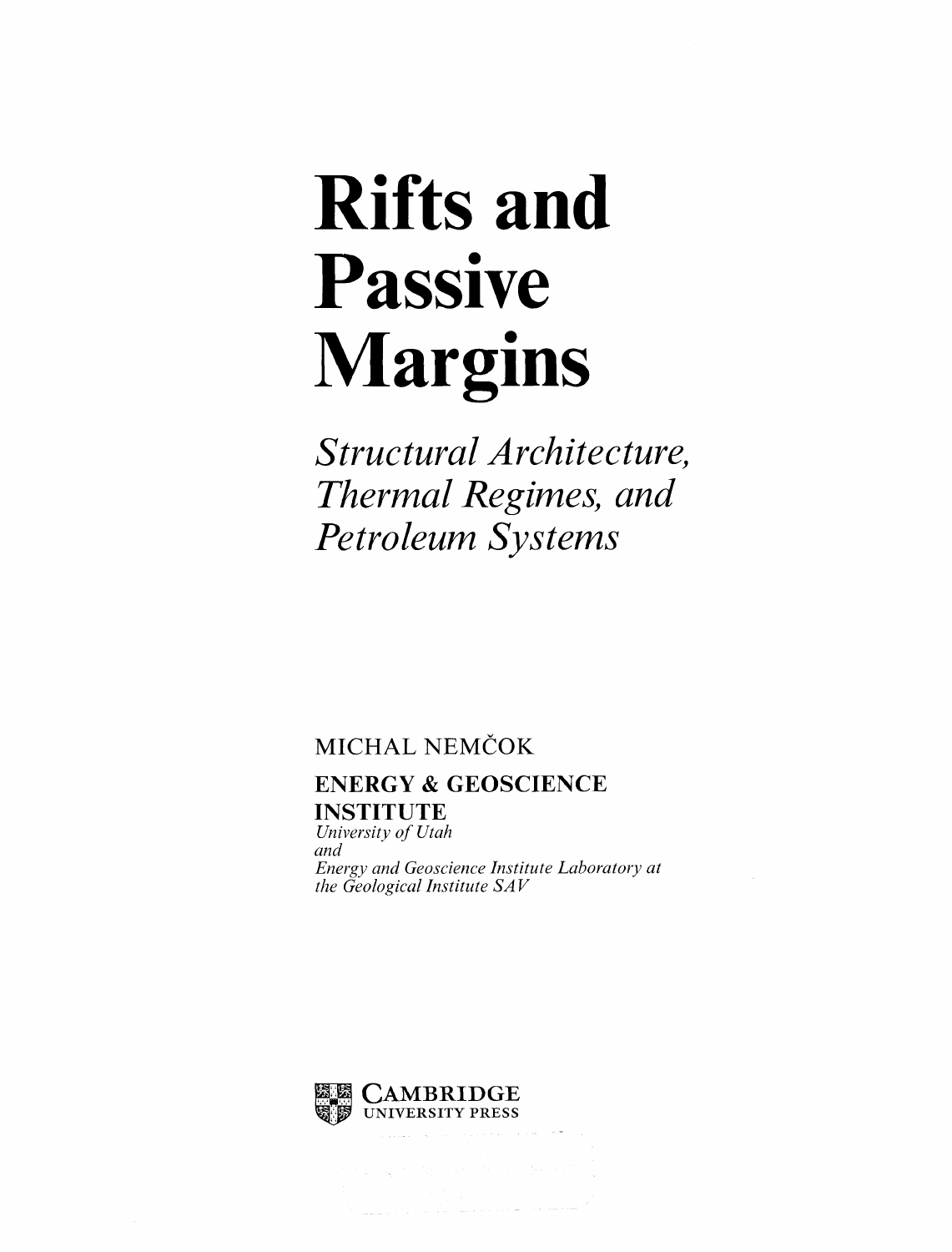# Rifts and Passive Margins

*Structural Architecture, Thermal Regimes, and Petroleum Systems*

MICHAL NEMČOK

**ENERGY & GEOSCIENCE INSTITUTE**

*University of Utah*
*and*
*Energy and Geoscience Institute Laboratory at the Geological Institute SAV*

CAMBRIDGE
UNIVERSITY PRESS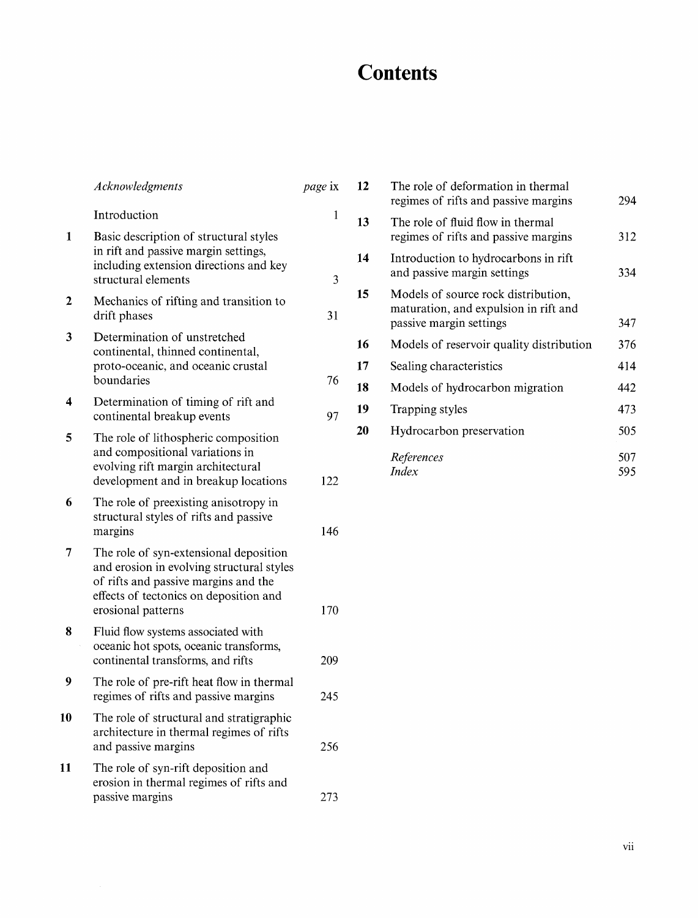# Contents

| | | |
|---|---|---|
| | *Acknowledgments* | *page* ix |
| | Introduction | 1 |
| 1 | Basic description of structural styles in rift and passive margin settings, including extension directions and key structural elements | 3 |
| 2 | Mechanics of rifting and transition to drift phases | 31 |
| 3 | Determination of unstretched continental, thinned continental, proto-oceanic, and oceanic crustal boundaries | 76 |
| 4 | Determination of timing of rift and continental breakup events | 97 |
| 5 | The role of lithospheric composition and compositional variations in evolving rift margin architectural development and in breakup locations | 122 |
| 6 | The role of preexisting anisotropy in structural styles of rifts and passive margins | 146 |
| 7 | The role of syn-extensional deposition and erosion in evolving structural styles of rifts and passive margins and the effects of tectonics on deposition and erosional patterns | 170 |
| 8 | Fluid flow systems associated with oceanic hot spots, oceanic transforms, continental transforms, and rifts | 209 |
| 9 | The role of pre-rift heat flow in thermal regimes of rifts and passive margins | 245 |
| 10 | The role of structural and stratigraphic architecture in thermal regimes of rifts and passive margins | 256 |
| 11 | The role of syn-rift deposition and erosion in thermal regimes of rifts and passive margins | 273 |
| 12 | The role of deformation in thermal regimes of rifts and passive margins | 294 |
| 13 | The role of fluid flow in thermal regimes of rifts and passive margins | 312 |
| 14 | Introduction to hydrocarbons in rift and passive margin settings | 334 |
| 15 | Models of source rock distribution, maturation, and expulsion in rift and passive margin settings | 347 |
| 16 | Models of reservoir quality distribution | 376 |
| 17 | Sealing characteristics | 414 |
| 18 | Models of hydrocarbon migration | 442 |
| 19 | Trapping styles | 473 |
| 20 | Hydrocarbon preservation | 505 |
| | *References* | 507 |
| | *Index* | 595 |